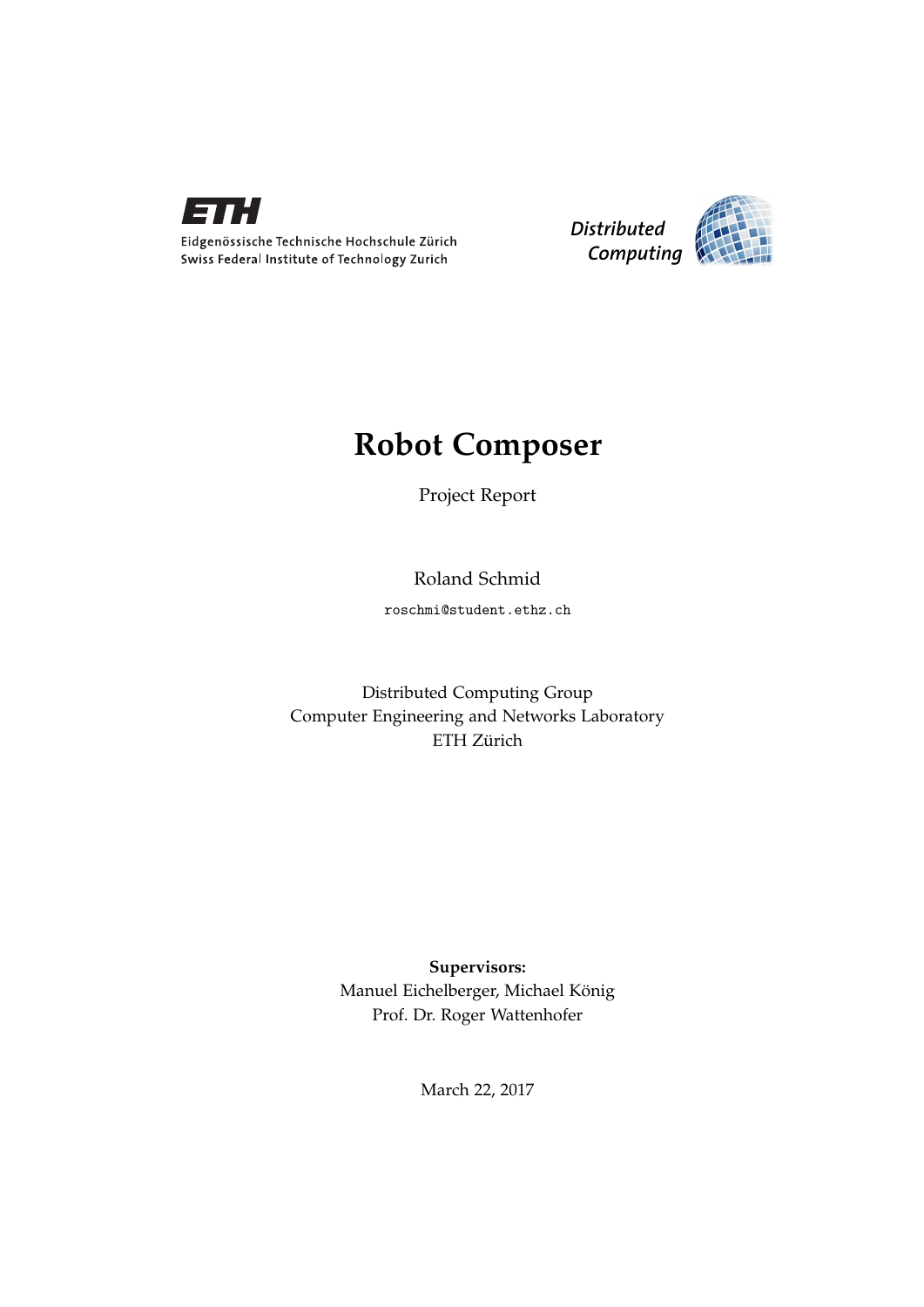Eidgenössische Technische Hochschule Zürich
Swiss Federal Institute of Technology Zurich

*Distributed Computing*

# Robot Composer

Project Report

Roland Schmid

`roschmi@student.ethz.ch`

Distributed Computing Group
Computer Engineering and Networks Laboratory
ETH Zürich

**Supervisors:**
Manuel Eichelberger, Michael König
Prof. Dr. Roger Wattenhofer

March 22, 2017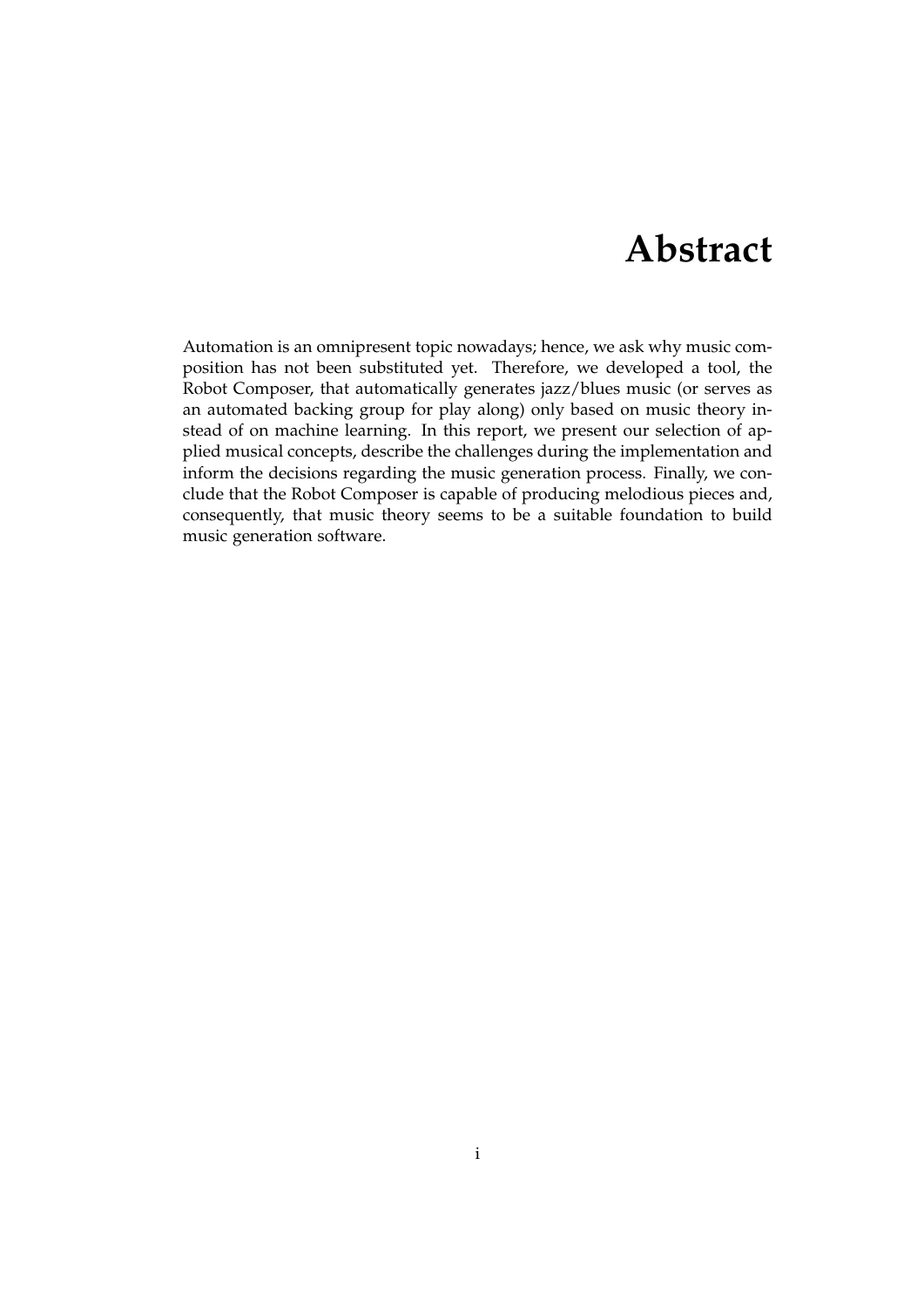# Abstract

Automation is an omnipresent topic nowadays; hence, we ask why music composition has not been substituted yet. Therefore, we developed a tool, the Robot Composer, that automatically generates jazz/blues music (or serves as an automated backing group for play along) only based on music theory instead of on machine learning. In this report, we present our selection of applied musical concepts, describe the challenges during the implementation and inform the decisions regarding the music generation process. Finally, we conclude that the Robot Composer is capable of producing melodious pieces and, consequently, that music theory seems to be a suitable foundation to build music generation software.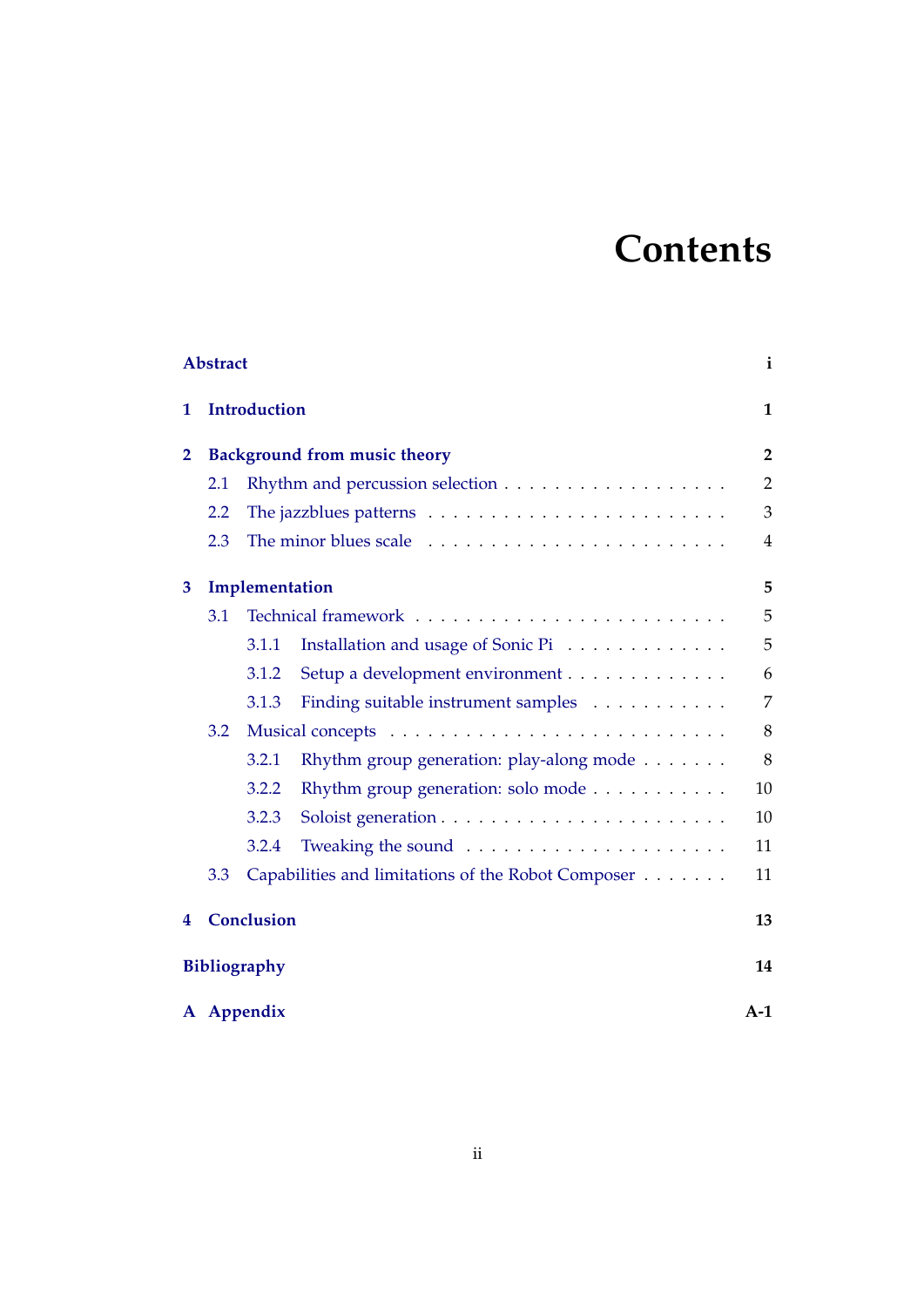# Contents

| | | |
|---|---|---|
| **Abstract** | | **i** |
| **1** | **Introduction** | **1** |
| **2** | **Background from music theory** | **2** |
| | 2.1 Rhythm and percussion selection | 2 |
| | 2.2 The jazzblues patterns | 3 |
| | 2.3 The minor blues scale | 4 |
| **3** | **Implementation** | **5** |
| | 3.1 Technical framework | 5 |
| | 3.1.1 Installation and usage of Sonic Pi | 5 |
| | 3.1.2 Setup a development environment | 6 |
| | 3.1.3 Finding suitable instrument samples | 7 |
| | 3.2 Musical concepts | 8 |
| | 3.2.1 Rhythm group generation: play-along mode | 8 |
| | 3.2.2 Rhythm group generation: solo mode | 10 |
| | 3.2.3 Soloist generation | 10 |
| | 3.2.4 Tweaking the sound | 11 |
| | 3.3 Capabilities and limitations of the Robot Composer | 11 |
| **4** | **Conclusion** | **13** |
| **Bibliography** | | **14** |
| **A** | **Appendix** | **A-1** |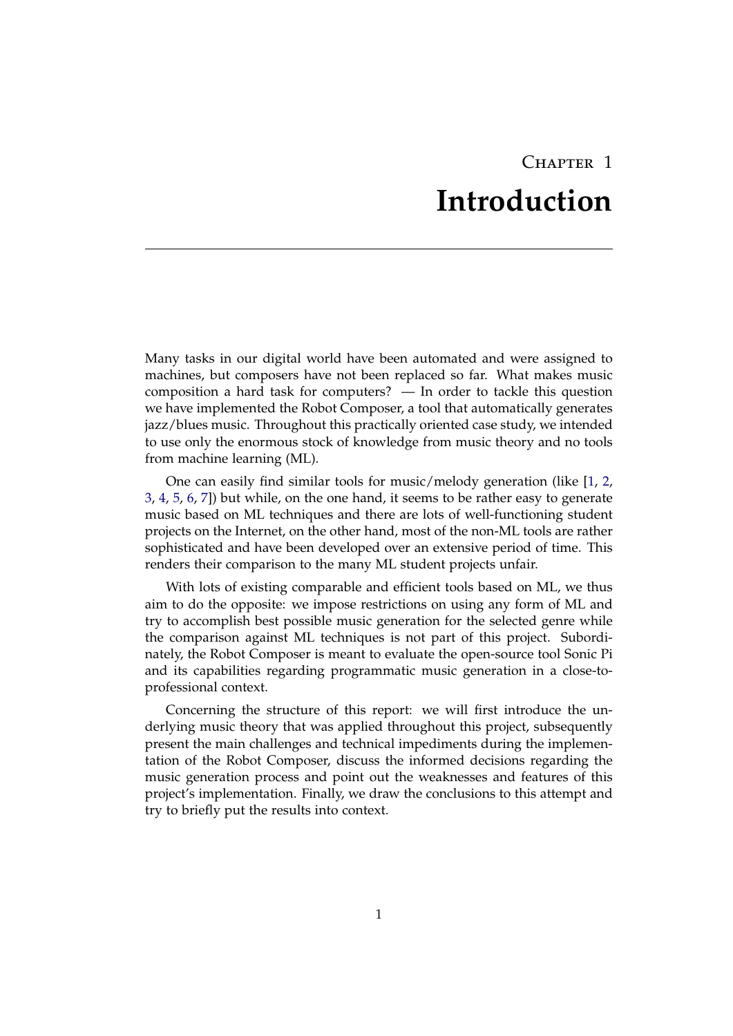# Chapter 1

# Introduction

Many tasks in our digital world have been automated and were assigned to machines, but composers have not been replaced so far. What makes music composition a hard task for computers? — In order to tackle this question we have implemented the Robot Composer, a tool that automatically generates jazz/blues music. Throughout this practically oriented case study, we intended to use only the enormous stock of knowledge from music theory and no tools from machine learning (ML).

One can easily find similar tools for music/melody generation (like [1, 2, 3, 4, 5, 6, 7]) but while, on the one hand, it seems to be rather easy to generate music based on ML techniques and there are lots of well-functioning student projects on the Internet, on the other hand, most of the non-ML tools are rather sophisticated and have been developed over an extensive period of time. This renders their comparison to the many ML student projects unfair.

With lots of existing comparable and efficient tools based on ML, we thus aim to do the opposite: we impose restrictions on using any form of ML and try to accomplish best possible music generation for the selected genre while the comparison against ML techniques is not part of this project. Subordinately, the Robot Composer is meant to evaluate the open-source tool Sonic Pi and its capabilities regarding programmatic music generation in a close-to-professional context.

Concerning the structure of this report: we will first introduce the underlying music theory that was applied throughout this project, subsequently present the main challenges and technical impediments during the implementation of the Robot Composer, discuss the informed decisions regarding the music generation process and point out the weaknesses and features of this project's implementation. Finally, we draw the conclusions to this attempt and try to briefly put the results into context.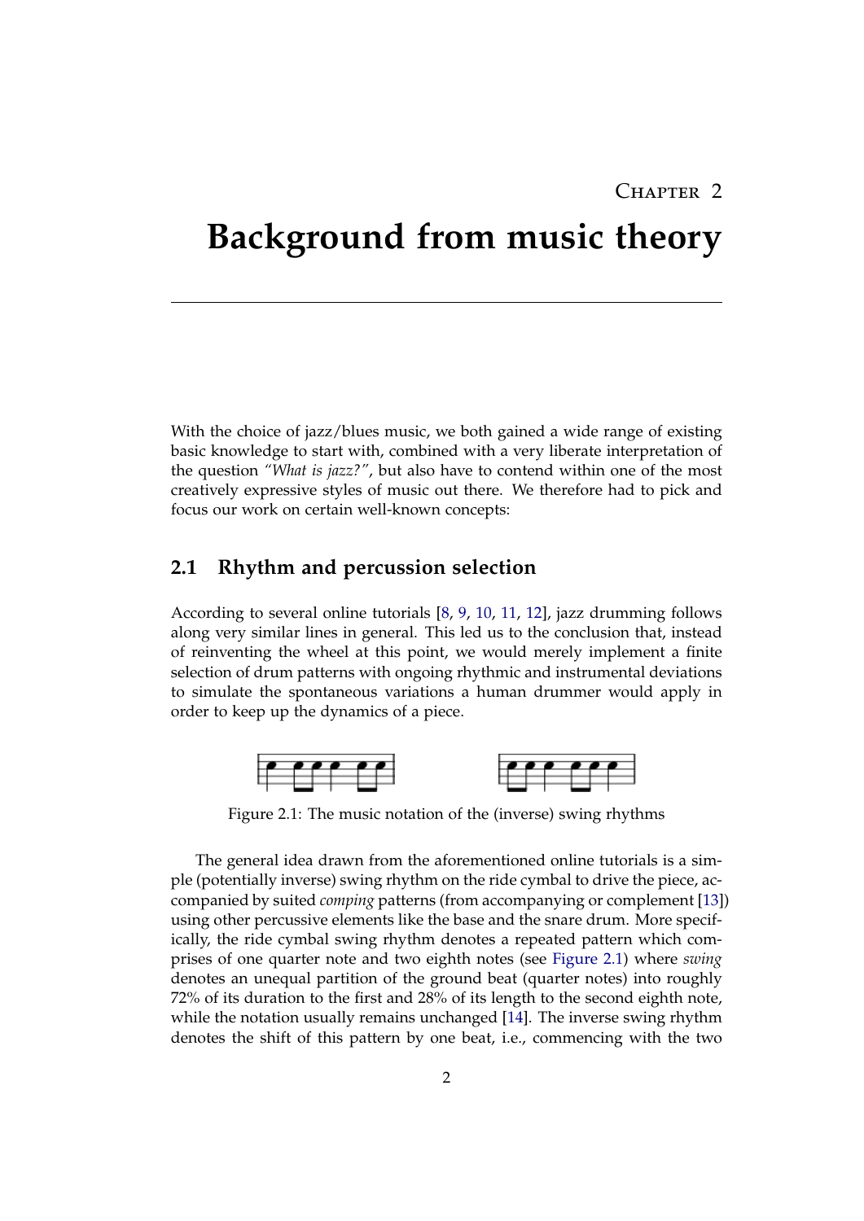# Chapter 2

# Background from music theory

With the choice of jazz/blues music, we both gained a wide range of existing basic knowledge to start with, combined with a very liberate interpretation of the question *"What is jazz?"*, but also have to contend within one of the most creatively expressive styles of music out there. We therefore had to pick and focus our work on certain well-known concepts:

## 2.1 Rhythm and percussion selection

According to several online tutorials [8, 9, 10, 11, 12], jazz drumming follows along very similar lines in general. This led us to the conclusion that, instead of reinventing the wheel at this point, we would merely implement a finite selection of drum patterns with ongoing rhythmic and instrumental deviations to simulate the spontaneous variations a human drummer would apply in order to keep up the dynamics of a piece.

Figure 2.1: The music notation of the (inverse) swing rhythms

The general idea drawn from the aforementioned online tutorials is a simple (potentially inverse) swing rhythm on the ride cymbal to drive the piece, accompanied by suited *comping* patterns (from accompanying or complement [13]) using other percussive elements like the base and the snare drum. More specifically, the ride cymbal swing rhythm denotes a repeated pattern which comprises of one quarter note and two eighth notes (see Figure 2.1) where *swing* denotes an unequal partition of the ground beat (quarter notes) into roughly 72% of its duration to the first and 28% of its length to the second eighth note, while the notation usually remains unchanged [14]. The inverse swing rhythm denotes the shift of this pattern by one beat, i.e., commencing with the two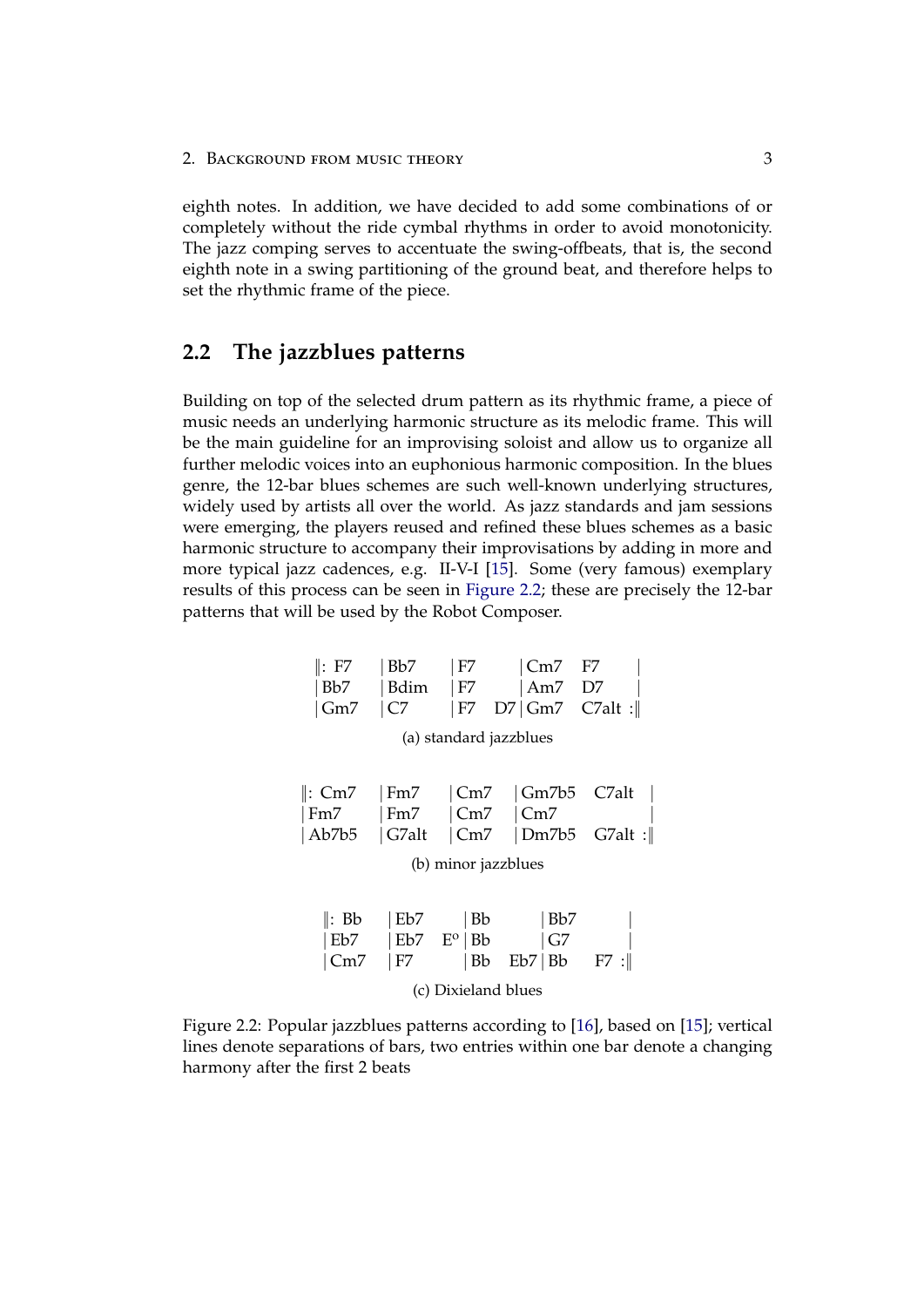eighth notes. In addition, we have decided to add some combinations of or completely without the ride cymbal rhythms in order to avoid monotonicity. The jazz comping serves to accentuate the swing-offbeats, that is, the second eighth note in a swing partitioning of the ground beat, and therefore helps to set the rhythmic frame of the piece.

## 2.2 The jazzblues patterns

Building on top of the selected drum pattern as its rhythmic frame, a piece of music needs an underlying harmonic structure as its melodic frame. This will be the main guideline for an improvising soloist and allow us to organize all further melodic voices into an euphonious harmonic composition. In the blues genre, the 12-bar blues schemes are such well-known underlying structures, widely used by artists all over the world. As jazz standards and jam sessions were emerging, the players reused and refined these blues schemes as a basic harmonic structure to accompany their improvisations by adding in more and more typical jazz cadences, e.g. II-V-I [15]. Some (very famous) exemplary results of this process can be seen in Figure 2.2; these are precisely the 12-bar patterns that will be used by the Robot Composer.

```
‖: F7    | Bb7   | F7      | Cm7   F7      |
 | Bb7   | Bdim  | F7      | Am7   D7      |
 | Gm7   | C7    | F7  D7  | Gm7   C7alt :‖
```

(a) standard jazzblues

```
‖: Cm7   | Fm7   | Cm7   | Gm7b5   C7alt   |
 | Fm7   | Fm7   | Cm7   | Cm7             |
 | Ab7b5 | G7alt | Cm7   | Dm7b5   G7alt :‖
```

(b) minor jazzblues

```
‖: Bb    | Eb7     | Bb      | Bb7       |
 | Eb7   | Eb7  E° | Bb      | G7        |
 | Cm7   | F7      | Bb  Eb7 | Bb   F7 :‖
```

(c) Dixieland blues

Figure 2.2: Popular jazzblues patterns according to [16], based on [15]; vertical lines denote separations of bars, two entries within one bar denote a changing harmony after the first 2 beats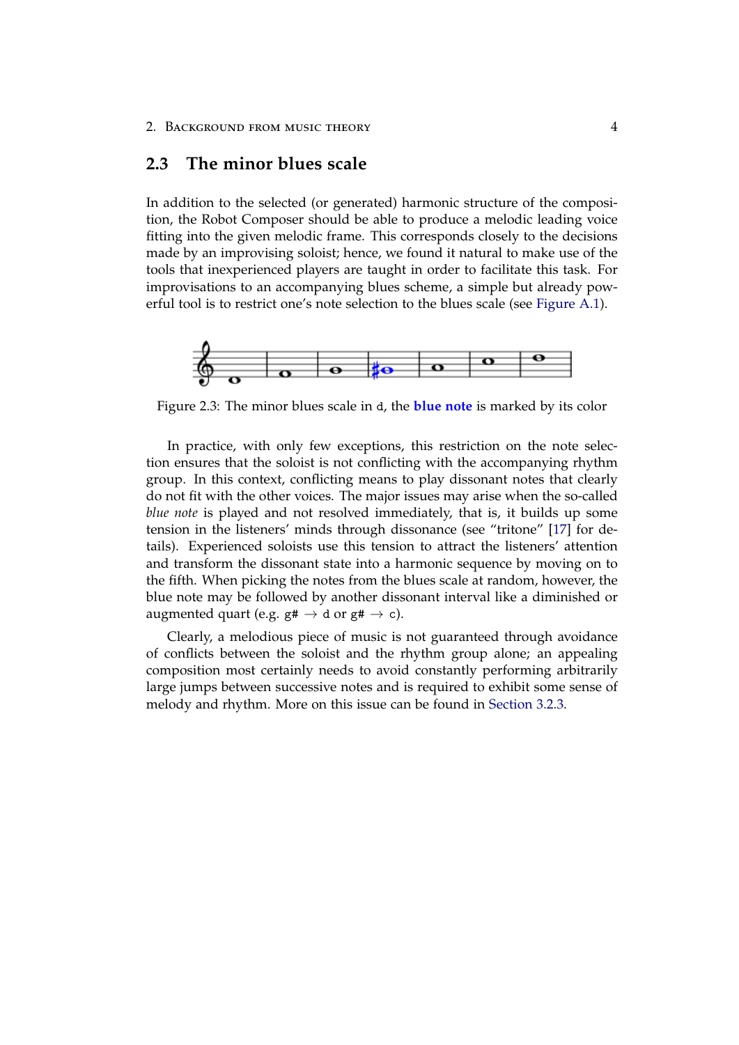## 2.3 The minor blues scale

In addition to the selected (or generated) harmonic structure of the composition, the Robot Composer should be able to produce a melodic leading voice fitting into the given melodic frame. This corresponds closely to the decisions made by an improvising soloist; hence, we found it natural to make use of the tools that inexperienced players are taught in order to facilitate this task. For improvisations to an accompanying blues scheme, a simple but already powerful tool is to restrict one's note selection to the blues scale (see Figure A.1).

Figure 2.3: The minor blues scale in d, the **blue note** is marked by its color

In practice, with only few exceptions, this restriction on the note selection ensures that the soloist is not conflicting with the accompanying rhythm group. In this context, conflicting means to play dissonant notes that clearly do not fit with the other voices. The major issues may arise when the so-called *blue note* is played and not resolved immediately, that is, it builds up some tension in the listeners' minds through dissonance (see "tritone" [17] for details). Experienced soloists use this tension to attract the listeners' attention and transform the dissonant state into a harmonic sequence by moving on to the fifth. When picking the notes from the blues scale at random, however, the blue note may be followed by another dissonant interval like a diminished or augmented quart (e.g. `g#` $\rightarrow$ `d` or `g#` $\rightarrow$ `c`).

Clearly, a melodious piece of music is not guaranteed through avoidance of conflicts between the soloist and the rhythm group alone; an appealing composition most certainly needs to avoid constantly performing arbitrarily large jumps between successive notes and is required to exhibit some sense of melody and rhythm. More on this issue can be found in Section 3.2.3.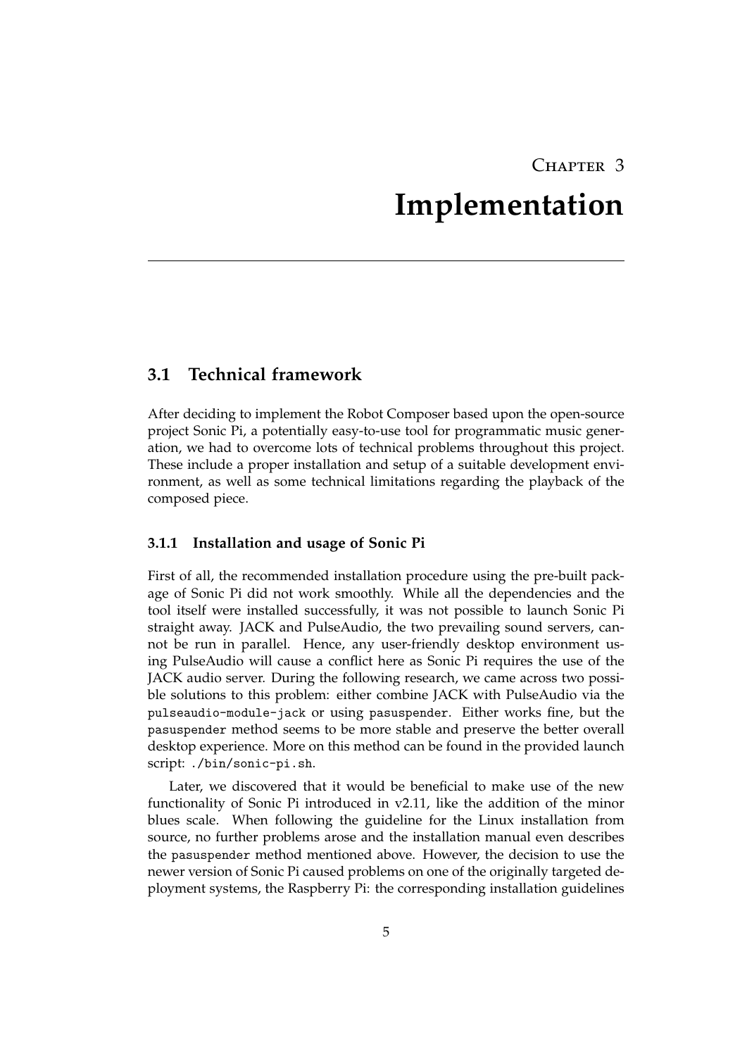# Chapter 3
# Implementation

## 3.1 Technical framework

After deciding to implement the Robot Composer based upon the open-source project Sonic Pi, a potentially easy-to-use tool for programmatic music generation, we had to overcome lots of technical problems throughout this project. These include a proper installation and setup of a suitable development environment, as well as some technical limitations regarding the playback of the composed piece.

### 3.1.1 Installation and usage of Sonic Pi

First of all, the recommended installation procedure using the pre-built package of Sonic Pi did not work smoothly. While all the dependencies and the tool itself were installed successfully, it was not possible to launch Sonic Pi straight away. JACK and PulseAudio, the two prevailing sound servers, cannot be run in parallel. Hence, any user-friendly desktop environment using PulseAudio will cause a conflict here as Sonic Pi requires the use of the JACK audio server. During the following research, we came across two possible solutions to this problem: either combine JACK with PulseAudio via the `pulseaudio-module-jack` or using `pasuspender`. Either works fine, but the `pasuspender` method seems to be more stable and preserve the better overall desktop experience. More on this method can be found in the provided launch script: `./bin/sonic-pi.sh`.

Later, we discovered that it would be beneficial to make use of the new functionality of Sonic Pi introduced in v2.11, like the addition of the minor blues scale. When following the guideline for the Linux installation from source, no further problems arose and the installation manual even describes the `pasuspender` method mentioned above. However, the decision to use the newer version of Sonic Pi caused problems on one of the originally targeted deployment systems, the Raspberry Pi: the corresponding installation guidelines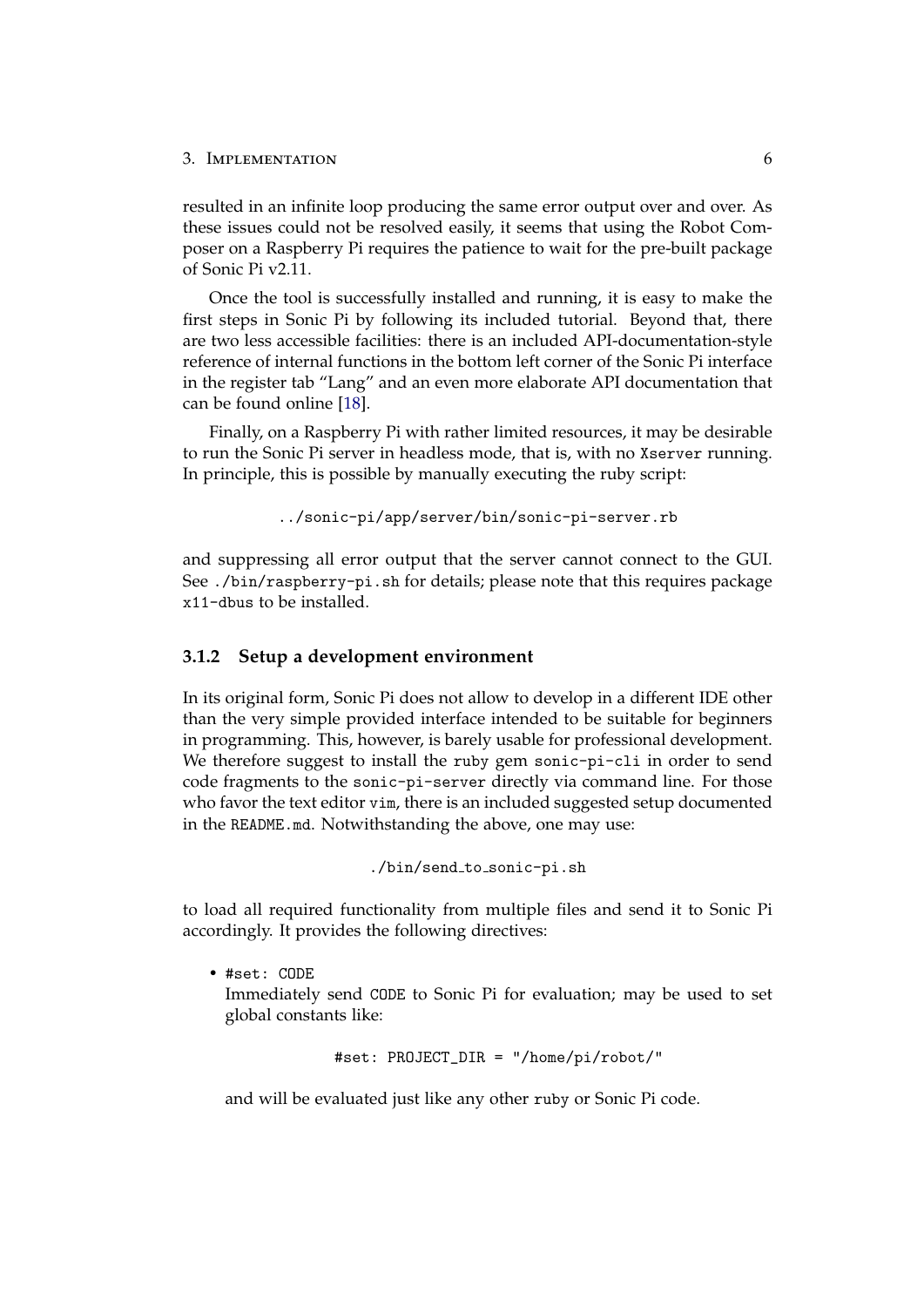resulted in an infinite loop producing the same error output over and over. As these issues could not be resolved easily, it seems that using the Robot Composer on a Raspberry Pi requires the patience to wait for the pre-built package of Sonic Pi v2.11.

Once the tool is successfully installed and running, it is easy to make the first steps in Sonic Pi by following its included tutorial. Beyond that, there are two less accessible facilities: there is an included API-documentation-style reference of internal functions in the bottom left corner of the Sonic Pi interface in the register tab "Lang" and an even more elaborate API documentation that can be found online [18].

Finally, on a Raspberry Pi with rather limited resources, it may be desirable to run the Sonic Pi server in headless mode, that is, with no `Xserver` running. In principle, this is possible by manually executing the ruby script:

```
../sonic-pi/app/server/bin/sonic-pi-server.rb
```

and suppressing all error output that the server cannot connect to the GUI. See `./bin/raspberry-pi.sh` for details; please note that this requires package `x11-dbus` to be installed.

### 3.1.2 Setup a development environment

In its original form, Sonic Pi does not allow to develop in a different IDE other than the very simple provided interface intended to be suitable for beginners in programming. This, however, is barely usable for professional development. We therefore suggest to install the `ruby` gem `sonic-pi-cli` in order to send code fragments to the `sonic-pi-server` directly via command line. For those who favor the text editor `vim`, there is an included suggested setup documented in the `README.md`. Notwithstanding the above, one may use:

```
./bin/send_to_sonic-pi.sh
```

to load all required functionality from multiple files and send it to Sonic Pi accordingly. It provides the following directives:

- `#set: CODE`
  Immediately send `CODE` to Sonic Pi for evaluation; may be used to set global constants like:

  ```
  #set: PROJECT_DIR = "/home/pi/robot/"
  ```

  and will be evaluated just like any other `ruby` or Sonic Pi code.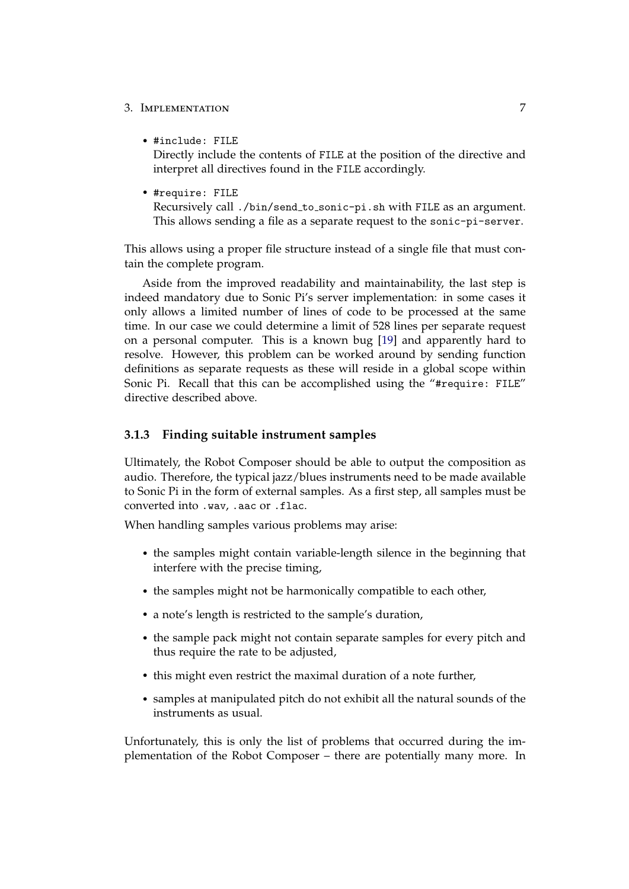- `#include: FILE`
  Directly include the contents of `FILE` at the position of the directive and interpret all directives found in the `FILE` accordingly.

- `#require: FILE`
  Recursively call `./bin/send_to_sonic-pi.sh` with `FILE` as an argument. This allows sending a file as a separate request to the `sonic-pi-server`.

This allows using a proper file structure instead of a single file that must contain the complete program.

Aside from the improved readability and maintainability, the last step is indeed mandatory due to Sonic Pi's server implementation: in some cases it only allows a limited number of lines of code to be processed at the same time. In our case we could determine a limit of 528 lines per separate request on a personal computer. This is a known bug [19] and apparently hard to resolve. However, this problem can be worked around by sending function definitions as separate requests as these will reside in a global scope within Sonic Pi. Recall that this can be accomplished using the "`#require: FILE`" directive described above.

### 3.1.3 Finding suitable instrument samples

Ultimately, the Robot Composer should be able to output the composition as audio. Therefore, the typical jazz/blues instruments need to be made available to Sonic Pi in the form of external samples. As a first step, all samples must be converted into `.wav`, `.aac` or `.flac`.

When handling samples various problems may arise:

- the samples might contain variable-length silence in the beginning that interfere with the precise timing,
- the samples might not be harmonically compatible to each other,
- a note's length is restricted to the sample's duration,
- the sample pack might not contain separate samples for every pitch and thus require the rate to be adjusted,
- this might even restrict the maximal duration of a note further,
- samples at manipulated pitch do not exhibit all the natural sounds of the instruments as usual.

Unfortunately, this is only the list of problems that occurred during the implementation of the Robot Composer – there are potentially many more. In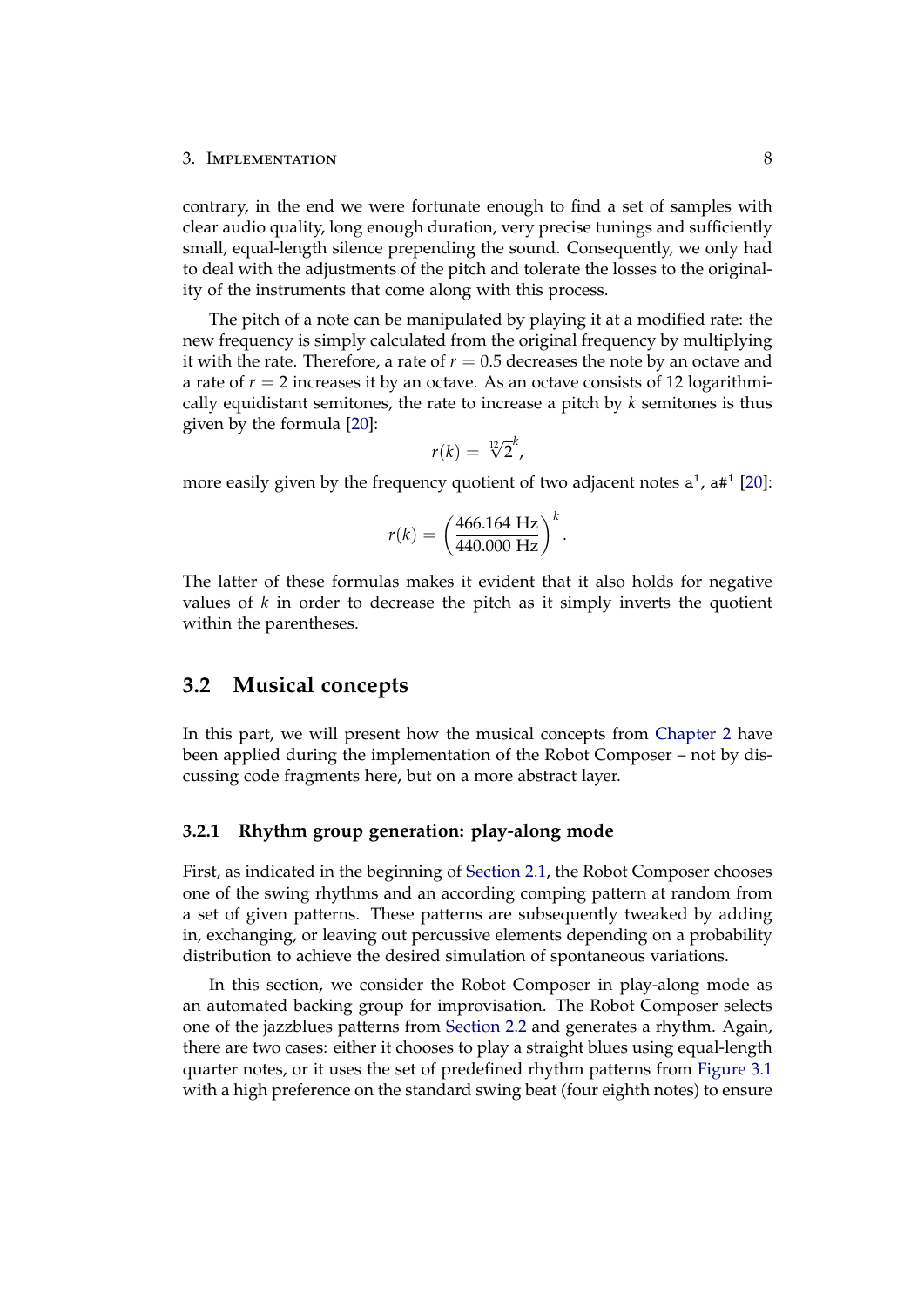contrary, in the end we were fortunate enough to find a set of samples with clear audio quality, long enough duration, very precise tunings and sufficiently small, equal-length silence prepending the sound. Consequently, we only had to deal with the adjustments of the pitch and tolerate the losses to the originality of the instruments that come along with this process.

The pitch of a note can be manipulated by playing it at a modified rate: the new frequency is simply calculated from the original frequency by multiplying it with the rate. Therefore, a rate of $r = 0.5$ decreases the note by an octave and a rate of $r = 2$ increases it by an octave. As an octave consists of 12 logarithmically equidistant semitones, the rate to increase a pitch by $k$ semitones is thus given by the formula [20]:

$$r(k) = \sqrt[12]{2}^{k},$$

more easily given by the frequency quotient of two adjacent notes $\texttt{a}^1$, $\texttt{a\#}^1$ [20]:

$$r(k) = \left(\frac{466.164 \text{ Hz}}{440.000 \text{ Hz}}\right)^{k}.$$

The latter of these formulas makes it evident that it also holds for negative values of $k$ in order to decrease the pitch as it simply inverts the quotient within the parentheses.

## 3.2 Musical concepts

In this part, we will present how the musical concepts from Chapter 2 have been applied during the implementation of the Robot Composer – not by discussing code fragments here, but on a more abstract layer.

### 3.2.1 Rhythm group generation: play-along mode

First, as indicated in the beginning of Section 2.1, the Robot Composer chooses one of the swing rhythms and an according comping pattern at random from a set of given patterns. These patterns are subsequently tweaked by adding in, exchanging, or leaving out percussive elements depending on a probability distribution to achieve the desired simulation of spontaneous variations.

In this section, we consider the Robot Composer in play-along mode as an automated backing group for improvisation. The Robot Composer selects one of the jazzblues patterns from Section 2.2 and generates a rhythm. Again, there are two cases: either it chooses to play a straight blues using equal-length quarter notes, or it uses the set of predefined rhythm patterns from Figure 3.1 with a high preference on the standard swing beat (four eighth notes) to ensure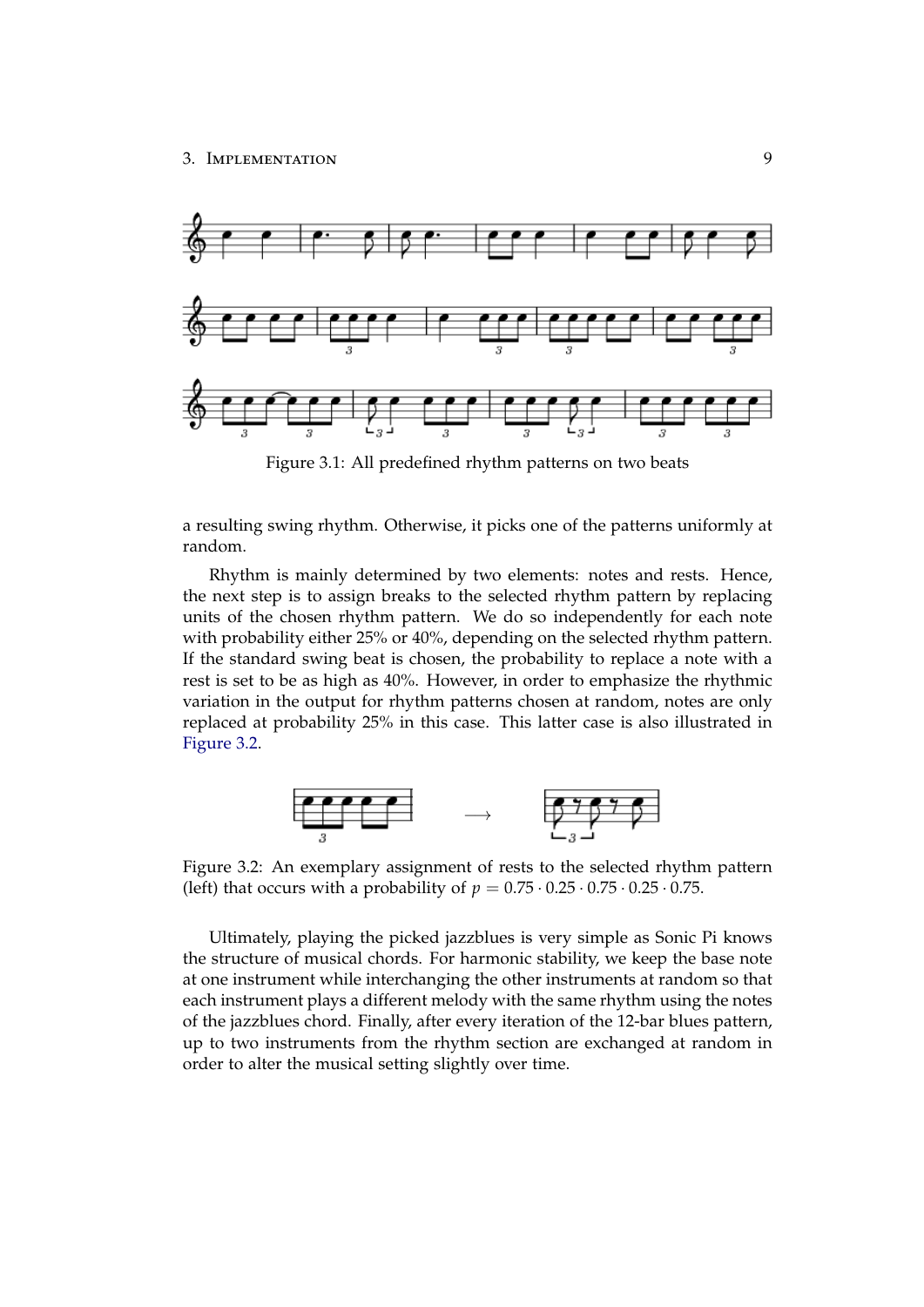Figure 3.1: All predefined rhythm patterns on two beats

a resulting swing rhythm. Otherwise, it picks one of the patterns uniformly at random.

Rhythm is mainly determined by two elements: notes and rests. Hence, the next step is to assign breaks to the selected rhythm pattern by replacing units of the chosen rhythm pattern. We do so independently for each note with probability either 25% or 40%, depending on the selected rhythm pattern. If the standard swing beat is chosen, the probability to replace a note with a rest is set to be as high as 40%. However, in order to emphasize the rhythmic variation in the output for rhythm patterns chosen at random, notes are only replaced at probability 25% in this case. This latter case is also illustrated in Figure 3.2.

Figure 3.2: An exemplary assignment of rests to the selected rhythm pattern (left) that occurs with a probability of $p = 0.75 \cdot 0.25 \cdot 0.75 \cdot 0.25 \cdot 0.75$.

Ultimately, playing the picked jazzblues is very simple as Sonic Pi knows the structure of musical chords. For harmonic stability, we keep the base note at one instrument while interchanging the other instruments at random so that each instrument plays a different melody with the same rhythm using the notes of the jazzblues chord. Finally, after every iteration of the 12-bar blues pattern, up to two instruments from the rhythm section are exchanged at random in order to alter the musical setting slightly over time.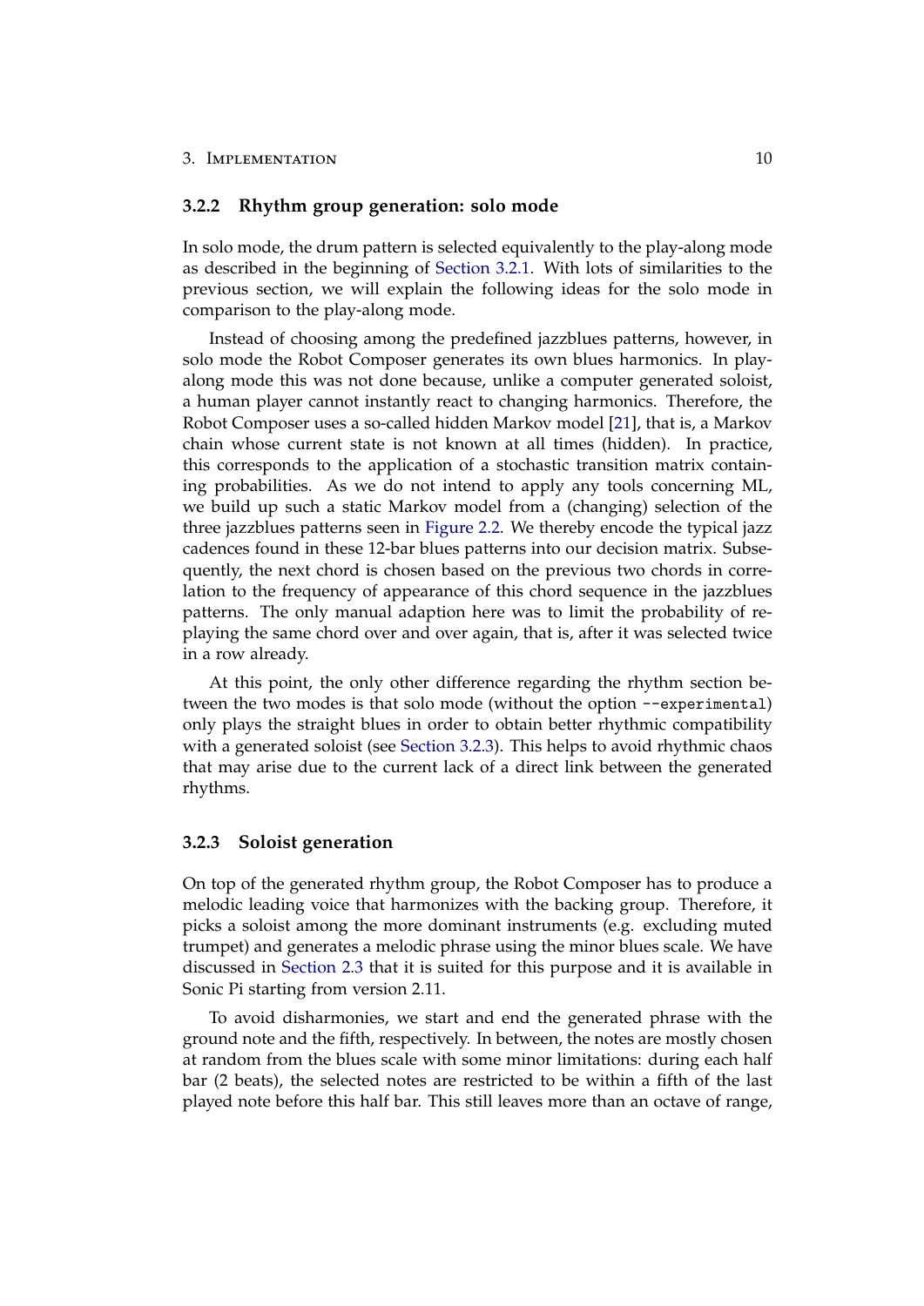### 3.2.2 Rhythm group generation: solo mode

In solo mode, the drum pattern is selected equivalently to the play-along mode as described in the beginning of Section 3.2.1. With lots of similarities to the previous section, we will explain the following ideas for the solo mode in comparison to the play-along mode.

Instead of choosing among the predefined jazzblues patterns, however, in solo mode the Robot Composer generates its own blues harmonics. In play-along mode this was not done because, unlike a computer generated soloist, a human player cannot instantly react to changing harmonics. Therefore, the Robot Composer uses a so-called hidden Markov model [21], that is, a Markov chain whose current state is not known at all times (hidden). In practice, this corresponds to the application of a stochastic transition matrix containing probabilities. As we do not intend to apply any tools concerning ML, we build up such a static Markov model from a (changing) selection of the three jazzblues patterns seen in Figure 2.2. We thereby encode the typical jazz cadences found in these 12-bar blues patterns into our decision matrix. Subsequently, the next chord is chosen based on the previous two chords in correlation to the frequency of appearance of this chord sequence in the jazzblues patterns. The only manual adaption here was to limit the probability of re-playing the same chord over and over again, that is, after it was selected twice in a row already.

At this point, the only other difference regarding the rhythm section between the two modes is that solo mode (without the option `--experimental`) only plays the straight blues in order to obtain better rhythmic compatibility with a generated soloist (see Section 3.2.3). This helps to avoid rhythmic chaos that may arise due to the current lack of a direct link between the generated rhythms.

### 3.2.3 Soloist generation

On top of the generated rhythm group, the Robot Composer has to produce a melodic leading voice that harmonizes with the backing group. Therefore, it picks a soloist among the more dominant instruments (e.g. excluding muted trumpet) and generates a melodic phrase using the minor blues scale. We have discussed in Section 2.3 that it is suited for this purpose and it is available in Sonic Pi starting from version 2.11.

To avoid disharmonies, we start and end the generated phrase with the ground note and the fifth, respectively. In between, the notes are mostly chosen at random from the blues scale with some minor limitations: during each half bar (2 beats), the selected notes are restricted to be within a fifth of the last played note before this half bar. This still leaves more than an octave of range,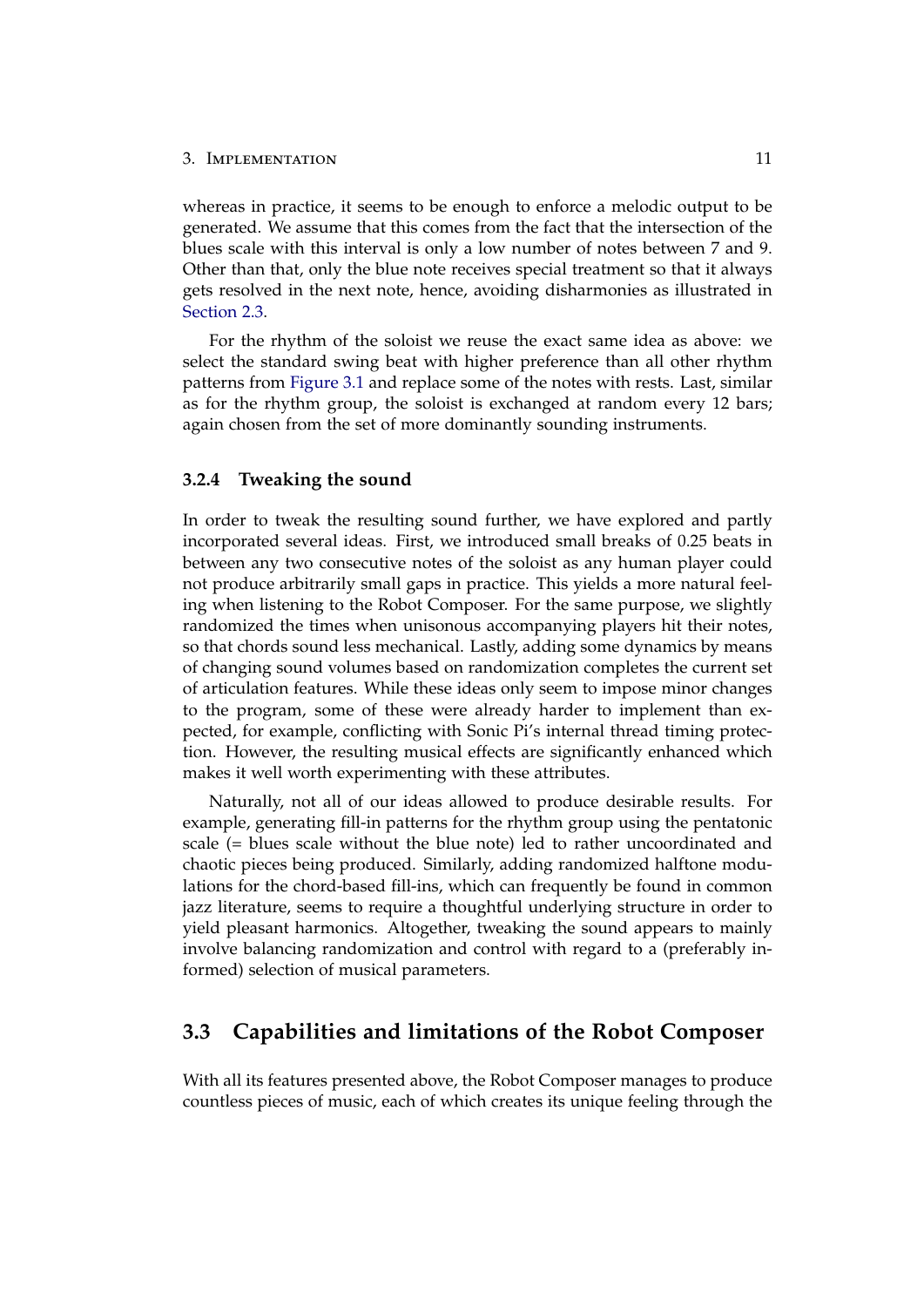whereas in practice, it seems to be enough to enforce a melodic output to be generated. We assume that this comes from the fact that the intersection of the blues scale with this interval is only a low number of notes between 7 and 9. Other than that, only the blue note receives special treatment so that it always gets resolved in the next note, hence, avoiding disharmonies as illustrated in Section 2.3.

For the rhythm of the soloist we reuse the exact same idea as above: we select the standard swing beat with higher preference than all other rhythm patterns from Figure 3.1 and replace some of the notes with rests. Last, similar as for the rhythm group, the soloist is exchanged at random every 12 bars; again chosen from the set of more dominantly sounding instruments.

### 3.2.4 Tweaking the sound

In order to tweak the resulting sound further, we have explored and partly incorporated several ideas. First, we introduced small breaks of 0.25 beats in between any two consecutive notes of the soloist as any human player could not produce arbitrarily small gaps in practice. This yields a more natural feeling when listening to the Robot Composer. For the same purpose, we slightly randomized the times when unisonous accompanying players hit their notes, so that chords sound less mechanical. Lastly, adding some dynamics by means of changing sound volumes based on randomization completes the current set of articulation features. While these ideas only seem to impose minor changes to the program, some of these were already harder to implement than expected, for example, conflicting with Sonic Pi's internal thread timing protection. However, the resulting musical effects are significantly enhanced which makes it well worth experimenting with these attributes.

Naturally, not all of our ideas allowed to produce desirable results. For example, generating fill-in patterns for the rhythm group using the pentatonic scale (= blues scale without the blue note) led to rather uncoordinated and chaotic pieces being produced. Similarly, adding randomized halftone modulations for the chord-based fill-ins, which can frequently be found in common jazz literature, seems to require a thoughtful underlying structure in order to yield pleasant harmonics. Altogether, tweaking the sound appears to mainly involve balancing randomization and control with regard to a (preferably informed) selection of musical parameters.

## 3.3 Capabilities and limitations of the Robot Composer

With all its features presented above, the Robot Composer manages to produce countless pieces of music, each of which creates its unique feeling through the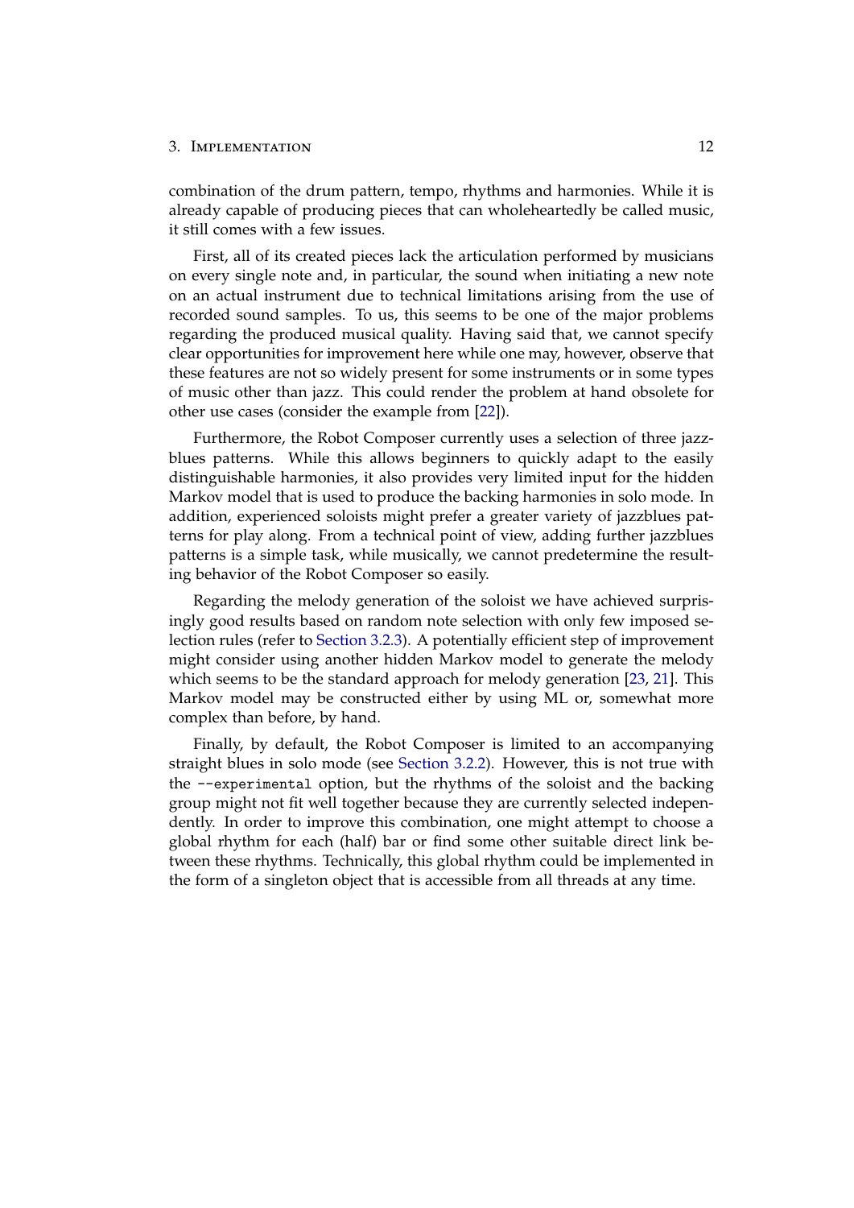combination of the drum pattern, tempo, rhythms and harmonies. While it is already capable of producing pieces that can wholeheartedly be called music, it still comes with a few issues.

First, all of its created pieces lack the articulation performed by musicians on every single note and, in particular, the sound when initiating a new note on an actual instrument due to technical limitations arising from the use of recorded sound samples. To us, this seems to be one of the major problems regarding the produced musical quality. Having said that, we cannot specify clear opportunities for improvement here while one may, however, observe that these features are not so widely present for some instruments or in some types of music other than jazz. This could render the problem at hand obsolete for other use cases (consider the example from [22]).

Furthermore, the Robot Composer currently uses a selection of three jazzblues patterns. While this allows beginners to quickly adapt to the easily distinguishable harmonies, it also provides very limited input for the hidden Markov model that is used to produce the backing harmonies in solo mode. In addition, experienced soloists might prefer a greater variety of jazzblues patterns for play along. From a technical point of view, adding further jazzblues patterns is a simple task, while musically, we cannot predetermine the resulting behavior of the Robot Composer so easily.

Regarding the melody generation of the soloist we have achieved surprisingly good results based on random note selection with only few imposed selection rules (refer to Section 3.2.3). A potentially efficient step of improvement might consider using another hidden Markov model to generate the melody which seems to be the standard approach for melody generation [23, 21]. This Markov model may be constructed either by using ML or, somewhat more complex than before, by hand.

Finally, by default, the Robot Composer is limited to an accompanying straight blues in solo mode (see Section 3.2.2). However, this is not true with the `--experimental` option, but the rhythms of the soloist and the backing group might not fit well together because they are currently selected independently. In order to improve this combination, one might attempt to choose a global rhythm for each (half) bar or find some other suitable direct link between these rhythms. Technically, this global rhythm could be implemented in the form of a singleton object that is accessible from all threads at any time.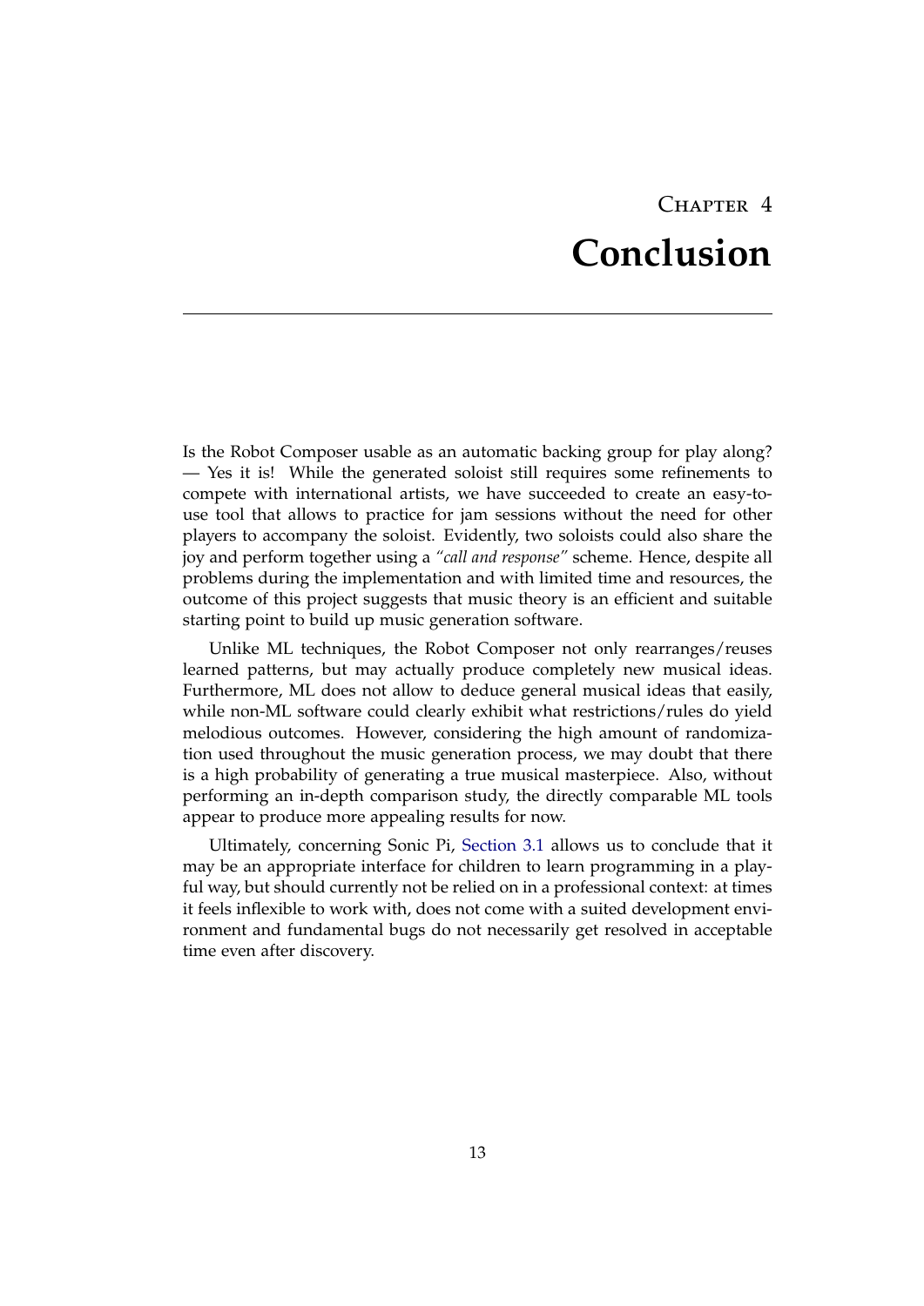# Chapter 4
# Conclusion

Is the Robot Composer usable as an automatic backing group for play along? — Yes it is! While the generated soloist still requires some refinements to compete with international artists, we have succeeded to create an easy-to-use tool that allows to practice for jam sessions without the need for other players to accompany the soloist. Evidently, two soloists could also share the joy and perform together using a *"call and response"* scheme. Hence, despite all problems during the implementation and with limited time and resources, the outcome of this project suggests that music theory is an efficient and suitable starting point to build up music generation software.

Unlike ML techniques, the Robot Composer not only rearranges/reuses learned patterns, but may actually produce completely new musical ideas. Furthermore, ML does not allow to deduce general musical ideas that easily, while non-ML software could clearly exhibit what restrictions/rules do yield melodious outcomes. However, considering the high amount of randomization used throughout the music generation process, we may doubt that there is a high probability of generating a true musical masterpiece. Also, without performing an in-depth comparison study, the directly comparable ML tools appear to produce more appealing results for now.

Ultimately, concerning Sonic Pi, Section 3.1 allows us to conclude that it may be an appropriate interface for children to learn programming in a playful way, but should currently not be relied on in a professional context: at times it feels inflexible to work with, does not come with a suited development environment and fundamental bugs do not necessarily get resolved in acceptable time even after discovery.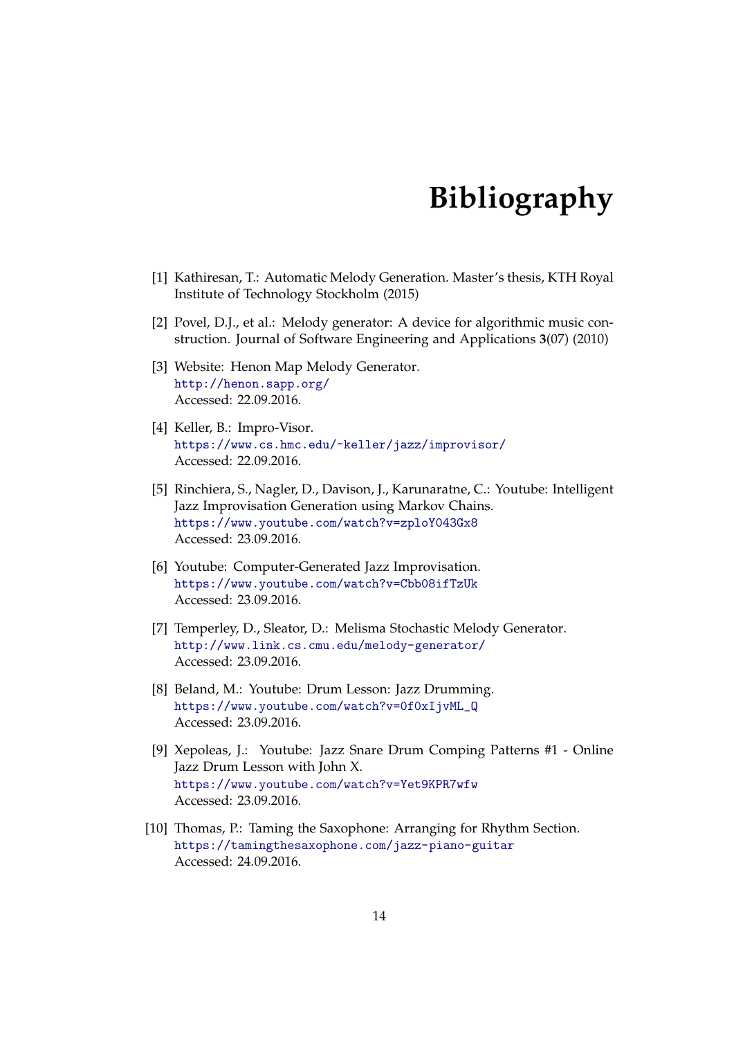# Bibliography

[1] Kathiresan, T.: Automatic Melody Generation. Master's thesis, KTH Royal Institute of Technology Stockholm (2015)

[2] Povel, D.J., et al.: Melody generator: A device for algorithmic music construction. Journal of Software Engineering and Applications **3**(07) (2010)

[3] Website: Henon Map Melody Generator.
http://henon.sapp.org/
Accessed: 22.09.2016.

[4] Keller, B.: Impro-Visor.
https://www.cs.hmc.edu/~keller/jazz/improvisor/
Accessed: 22.09.2016.

[5] Rinchiera, S., Nagler, D., Davison, J., Karunaratne, C.: Youtube: Intelligent Jazz Improvisation Generation using Markov Chains.
https://www.youtube.com/watch?v=zploY043Gx8
Accessed: 23.09.2016.

[6] Youtube: Computer-Generated Jazz Improvisation.
https://www.youtube.com/watch?v=Cbb08ifTzUk
Accessed: 23.09.2016.

[7] Temperley, D., Sleator, D.: Melisma Stochastic Melody Generator.
http://www.link.cs.cmu.edu/melody-generator/
Accessed: 23.09.2016.

[8] Beland, M.: Youtube: Drum Lesson: Jazz Drumming.
https://www.youtube.com/watch?v=0f0xIjvML_Q
Accessed: 23.09.2016.

[9] Xepoleas, J.: Youtube: Jazz Snare Drum Comping Patterns #1 - Online Jazz Drum Lesson with John X.
https://www.youtube.com/watch?v=Yet9KPR7wfw
Accessed: 23.09.2016.

[10] Thomas, P.: Taming the Saxophone: Arranging for Rhythm Section.
https://tamingthesaxophone.com/jazz-piano-guitar
Accessed: 24.09.2016.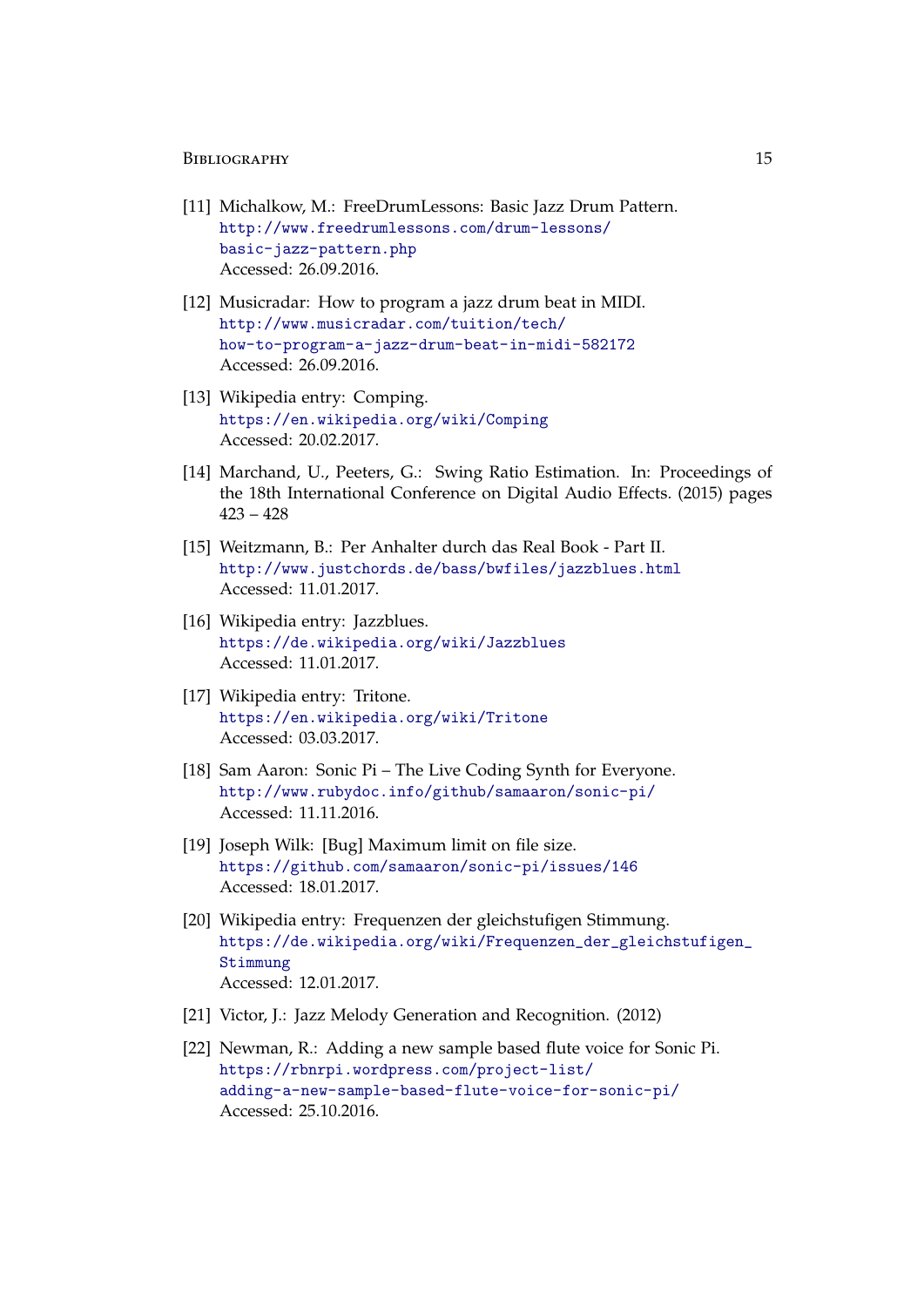[11] Michalkow, M.: FreeDrumLessons: Basic Jazz Drum Pattern.
http://www.freedrumlessons.com/drum-lessons/basic-jazz-pattern.php
Accessed: 26.09.2016.

[12] Musicradar: How to program a jazz drum beat in MIDI.
http://www.musicradar.com/tuition/tech/how-to-program-a-jazz-drum-beat-in-midi-582172
Accessed: 26.09.2016.

[13] Wikipedia entry: Comping.
https://en.wikipedia.org/wiki/Comping
Accessed: 20.02.2017.

[14] Marchand, U., Peeters, G.: Swing Ratio Estimation. In: Proceedings of the 18th International Conference on Digital Audio Effects. (2015) pages 423 – 428

[15] Weitzmann, B.: Per Anhalter durch das Real Book - Part II.
http://www.justchords.de/bass/bwfiles/jazzblues.html
Accessed: 11.01.2017.

[16] Wikipedia entry: Jazzblues.
https://de.wikipedia.org/wiki/Jazzblues
Accessed: 11.01.2017.

[17] Wikipedia entry: Tritone.
https://en.wikipedia.org/wiki/Tritone
Accessed: 03.03.2017.

[18] Sam Aaron: Sonic Pi – The Live Coding Synth for Everyone.
http://www.rubydoc.info/github/samaaron/sonic-pi/
Accessed: 11.11.2016.

[19] Joseph Wilk: [Bug] Maximum limit on file size.
https://github.com/samaaron/sonic-pi/issues/146
Accessed: 18.01.2017.

[20] Wikipedia entry: Frequenzen der gleichstufigen Stimmung.
https://de.wikipedia.org/wiki/Frequenzen_der_gleichstufigen_Stimmung
Accessed: 12.01.2017.

[21] Victor, J.: Jazz Melody Generation and Recognition. (2012)

[22] Newman, R.: Adding a new sample based flute voice for Sonic Pi.
https://rbnrpi.wordpress.com/project-list/adding-a-new-sample-based-flute-voice-for-sonic-pi/
Accessed: 25.10.2016.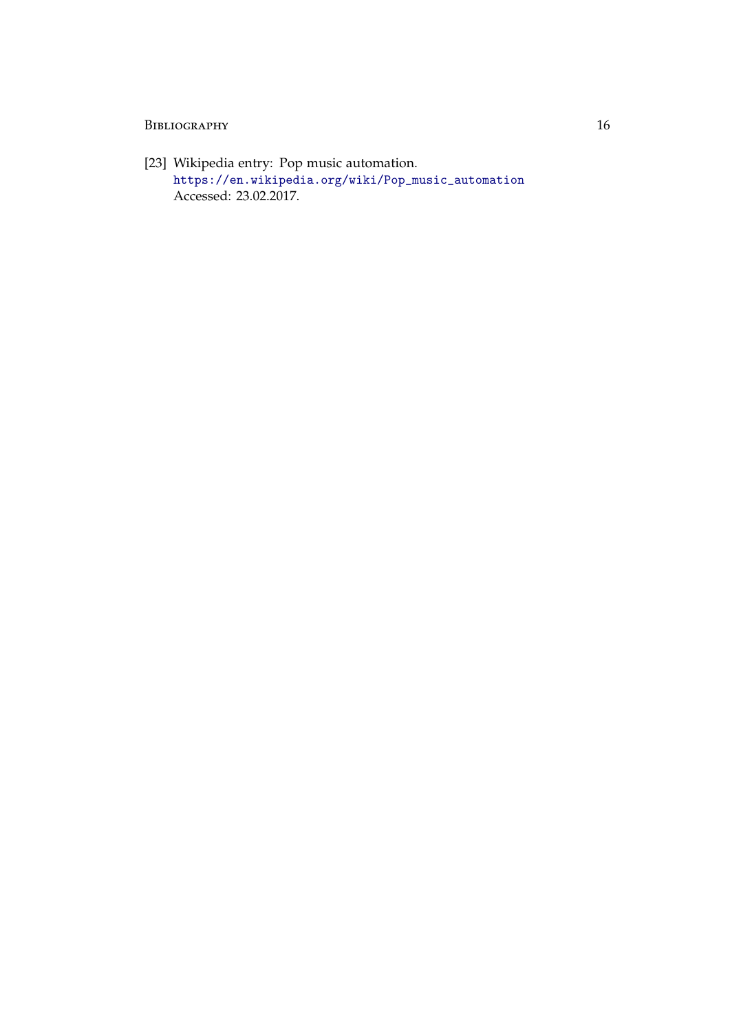[23] Wikipedia entry: Pop music automation.
https://en.wikipedia.org/wiki/Pop_music_automation
Accessed: 23.02.2017.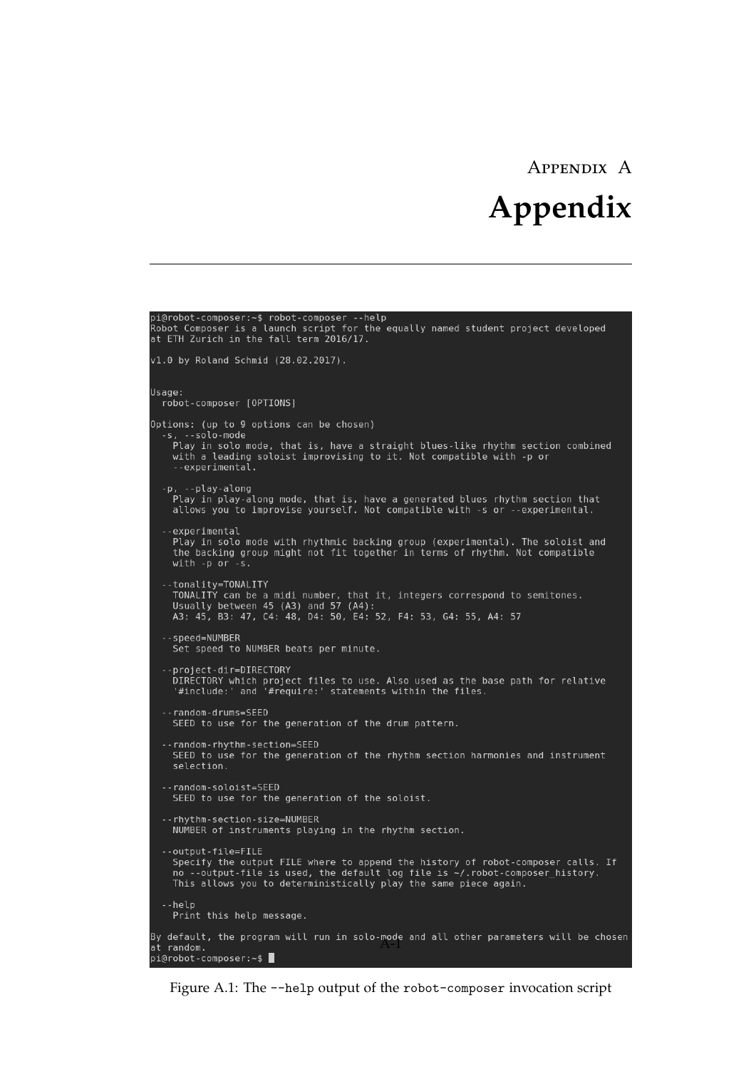# Appendix A

# Appendix

```
pi@robot-composer:~$ robot-composer --help
Robot Composer is a launch script for the equally named student project developed
at ETH Zurich in the fall term 2016/17.

v1.0 by Roland Schmid (28.02.2017).


Usage:
  robot-composer [OPTIONS]

Options: (up to 9 options can be chosen)
  -s, --solo-mode
    Play in solo mode, that is, have a straight blues-like rhythm section combined
    with a leading soloist improvising to it. Not compatible with -p or
    --experimental.

  -p, --play-along
    Play in play-along mode, that is, have a generated blues rhythm section that
    allows you to improvise yourself. Not compatible with -s or --experimental.

  --experimental
    Play in solo mode with rhythmic backing group (experimental). The soloist and
    the backing group might not fit together in terms of rhythm. Not compatible
    with -p or -s.

  --tonality=TONALITY
    TONALITY can be a midi number, that it, integers correspond to semitones.
    Usually between 45 (A3) and 57 (A4):
    A3: 45, B3: 47, C4: 48, D4: 50, E4: 52, F4: 53, G4: 55, A4: 57

  --speed=NUMBER
    Set speed to NUMBER beats per minute.

  --project-dir=DIRECTORY
    DIRECTORY which project files to use. Also used as the base path for relative
    '#include:' and '#require:' statements within the files.

  --random-drums=SEED
    SEED to use for the generation of the drum pattern.

  --random-rhythm-section=SEED
    SEED to use for the generation of the rhythm section harmonies and instrument
    selection.

  --random-soloist=SEED
    SEED to use for the generation of the soloist.

  --rhythm-section-size=NUMBER
    NUMBER of instruments playing in the rhythm section.

  --output-file=FILE
    Specify the output FILE where to append the history of robot-composer calls. If
    no --output-file is used, the default log file is ~/.robot-composer_history.
    This allows you to deterministically play the same piece again.

  --help
    Print this help message.

By default, the program will run in solo-mode and all other parameters will be chosen
at random.
pi@robot-composer:~$
```

Figure A.1: The `--help` output of the `robot-composer` invocation script